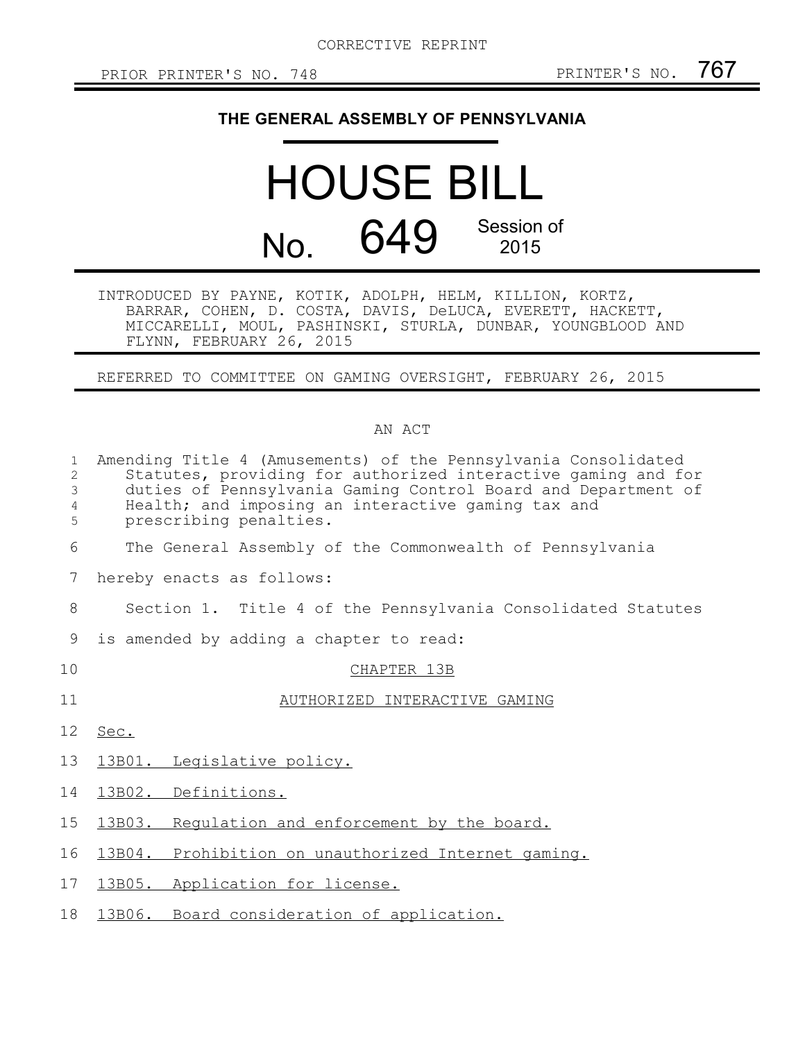CORRECTIVE REPRINT

PRIOR PRINTER'S NO. 748 PRINTER'S NO. 767

# THE GENERAL ASSEMBLY OF PENNSYLVANIA

# HOUSE BILL

## No. 649 Session of 2015

INTRODUCED BY PAYNE, KOTIK, ADOLPH, HELM, KILLION, KORTZ, BARRAR, COHEN, D. COSTA, DAVIS, DeLUCA, EVERETT, HACKETT, MICCARELLI, MOUL, PASHINSKI, STURLA, DUNBAR, YOUNGBLOOD AND FLYNN, FEBRUARY 26, 2015

REFERRED TO COMMITTEE ON GAMING OVERSIGHT, FEBRUARY 26, 2015

AN ACT

Amending Title 4 (Amusements) of the Pennsylvania Consolidated Statutes, providing for authorized interactive gaming and for duties of Pennsylvania Gaming Control Board and Department of Health; and imposing an interactive gaming tax and prescribing penalties.

The General Assembly of the Commonwealth of Pennsylvania hereby enacts as follows:

Section 1. Title 4 of the Pennsylvania Consolidated Statutes is amended by adding a chapter to read:

CHAPTER 13B

AUTHORIZED INTERACTIVE GAMING

Sec.

13B01. Legislative policy.

13B02. Definitions.

13B03. Regulation and enforcement by the board.

13B04. Prohibition on unauthorized Internet gaming.

13B05. Application for license.

13B06. Board consideration of application.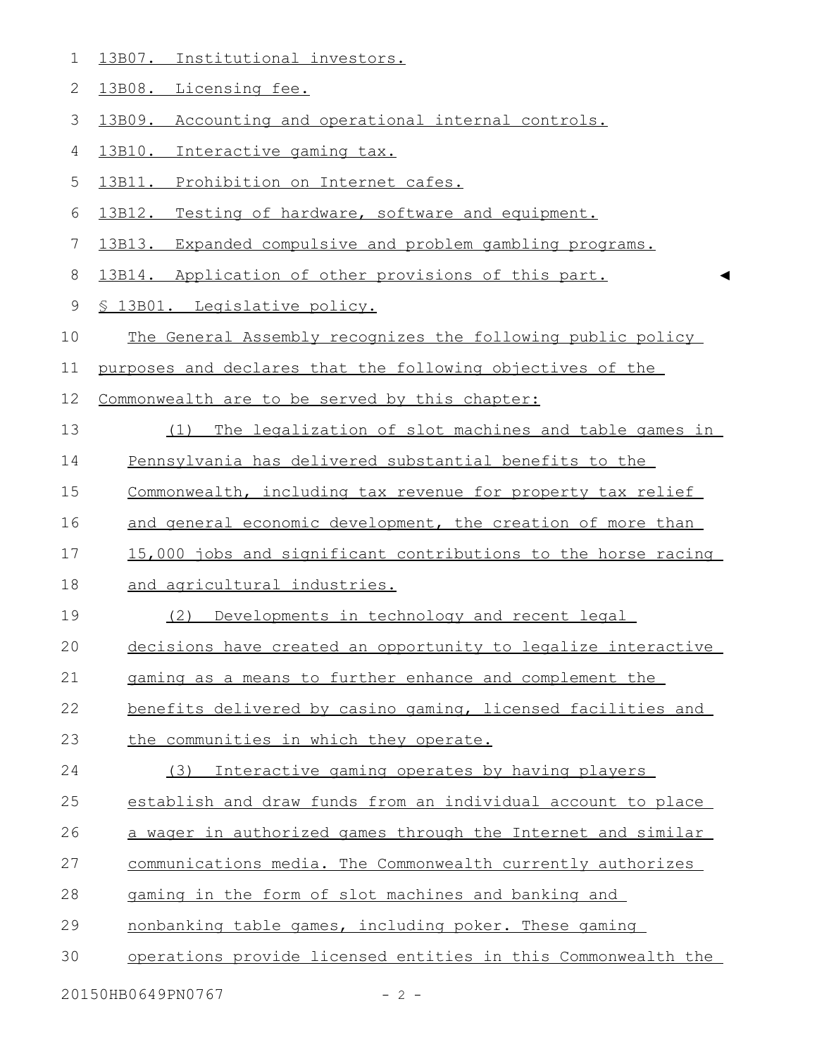13B07. Institutional investors.

13B08. Licensing fee.

13B09. Accounting and operational internal controls.

13B10. Interactive gaming tax.

13B11. Prohibition on Internet cafes.

13B12. Testing of hardware, software and equipment.

13B13. Expanded compulsive and problem gambling programs.

13B14. Application of other provisions of this part.

§ 13B01. Legislative policy.

The General Assembly recognizes the following public policy purposes and declares that the following objectives of the Commonwealth are to be served by this chapter:

(1) The legalization of slot machines and table games in Pennsylvania has delivered substantial benefits to the Commonwealth, including tax revenue for property tax relief and general economic development, the creation of more than 15,000 jobs and significant contributions to the horse racing and agricultural industries.

(2) Developments in technology and recent legal decisions have created an opportunity to legalize interactive gaming as a means to further enhance and complement the benefits delivered by casino gaming, licensed facilities and the communities in which they operate.

(3) Interactive gaming operates by having players establish and draw funds from an individual account to place a wager in authorized games through the Internet and similar communications media. The Commonwealth currently authorizes gaming in the form of slot machines and banking and nonbanking table games, including poker. These gaming operations provide licensed entities in this Commonwealth the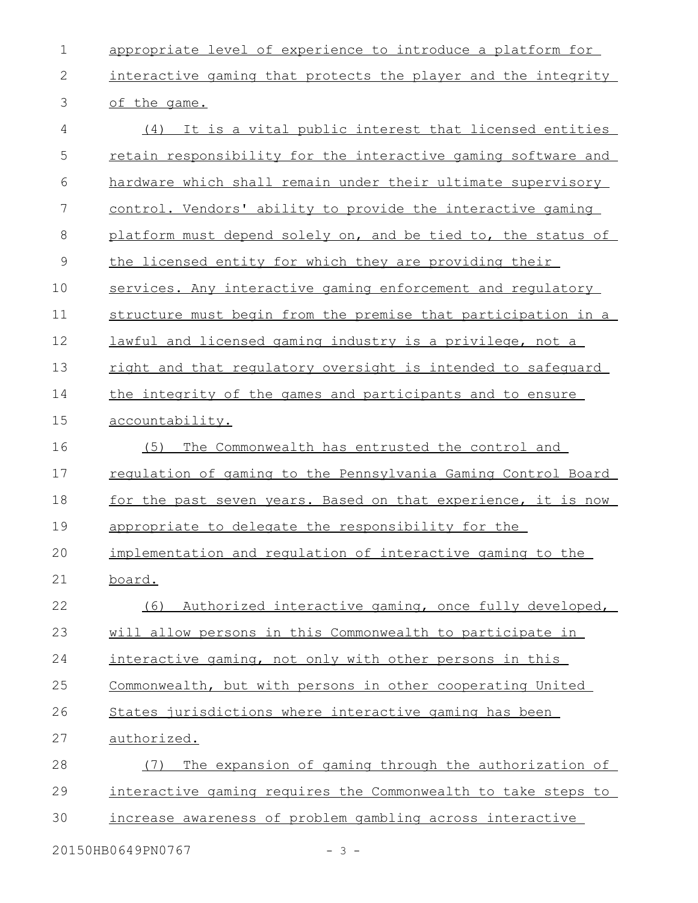appropriate level of experience to introduce a platform for interactive gaming that protects the player and the integrity of the game.

(4) It is a vital public interest that licensed entities retain responsibility for the interactive gaming software and hardware which shall remain under their ultimate supervisory control. Vendors' ability to provide the interactive gaming platform must depend solely on, and be tied to, the status of the licensed entity for which they are providing their services. Any interactive gaming enforcement and regulatory structure must begin from the premise that participation in a lawful and licensed gaming industry is a privilege, not a right and that regulatory oversight is intended to safeguard the integrity of the games and participants and to ensure accountability.

(5) The Commonwealth has entrusted the control and regulation of gaming to the Pennsylvania Gaming Control Board for the past seven years. Based on that experience, it is now appropriate to delegate the responsibility for the implementation and regulation of interactive gaming to the board.

(6) Authorized interactive gaming, once fully developed, will allow persons in this Commonwealth to participate in interactive gaming, not only with other persons in this Commonwealth, but with persons in other cooperating United States jurisdictions where interactive gaming has been authorized.

(7) The expansion of gaming through the authorization of interactive gaming requires the Commonwealth to take steps to increase awareness of problem gambling across interactive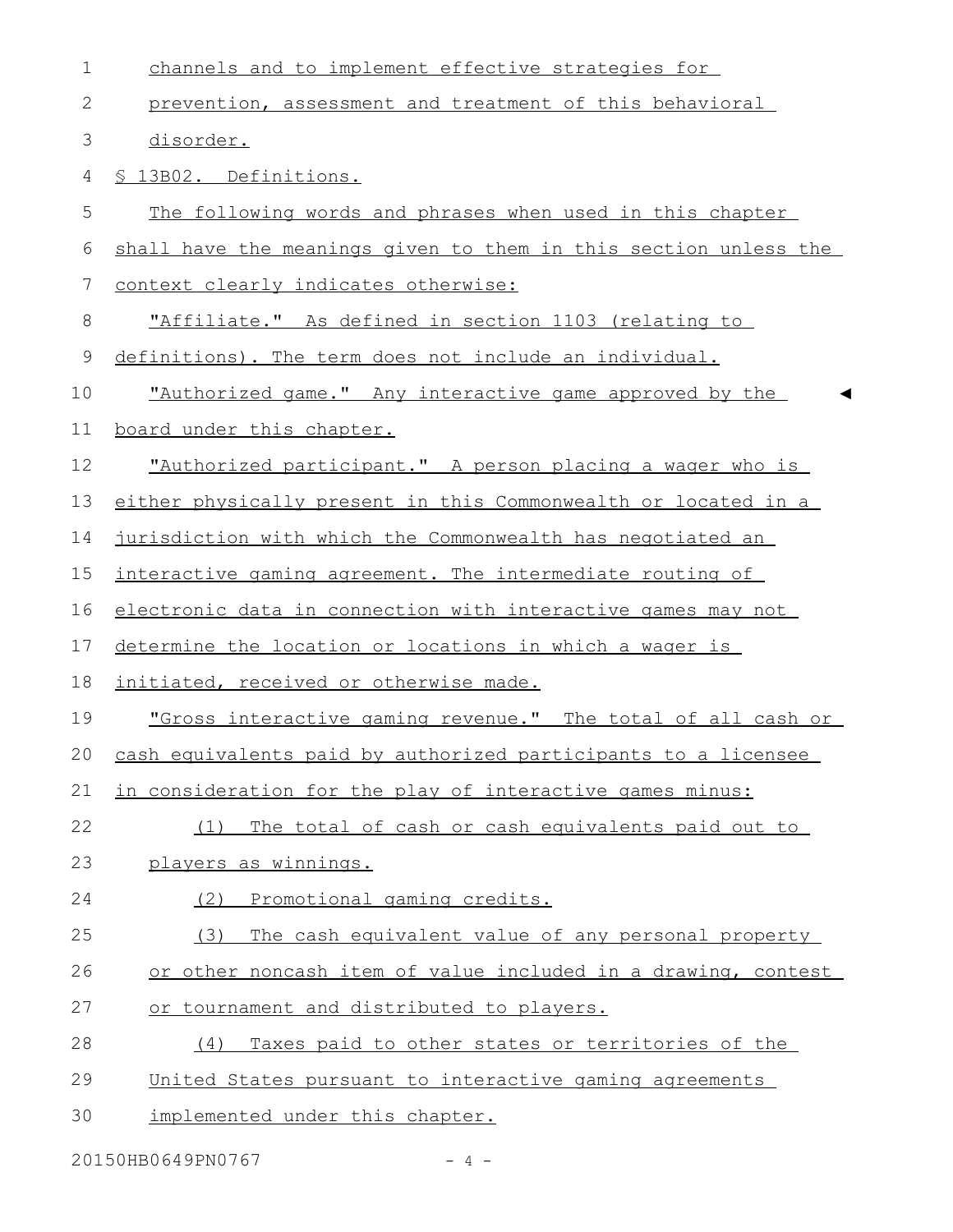channels and to implement effective strategies for prevention, assessment and treatment of this behavioral disorder.

§ 13B02. Definitions.

The following words and phrases when used in this chapter shall have the meanings given to them in this section unless the context clearly indicates otherwise:

"Affiliate." As defined in section 1103 (relating to definitions). The term does not include an individual.

"Authorized game." Any interactive game approved by the board under this chapter.

"Authorized participant." A person placing a wager who is either physically present in this Commonwealth or located in a jurisdiction with which the Commonwealth has negotiated an interactive gaming agreement. The intermediate routing of electronic data in connection with interactive games may not determine the location or locations in which a wager is initiated, received or otherwise made.

"Gross interactive gaming revenue." The total of all cash or cash equivalents paid by authorized participants to a licensee in consideration for the play of interactive games minus:

(1) The total of cash or cash equivalents paid out to players as winnings.

(2) Promotional gaming credits.

(3) The cash equivalent value of any personal property or other noncash item of value included in a drawing, contest or tournament and distributed to players.

(4) Taxes paid to other states or territories of the United States pursuant to interactive gaming agreements implemented under this chapter.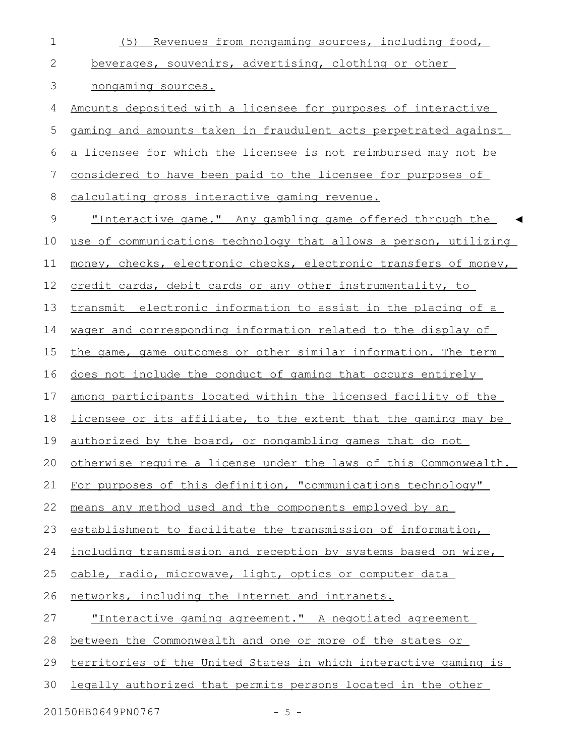(5) Revenues from nongaming sources, including food, beverages, souvenirs, advertising, clothing or other nongaming sources.

Amounts deposited with a licensee for purposes of interactive gaming and amounts taken in fraudulent acts perpetrated against a licensee for which the licensee is not reimbursed may not be considered to have been paid to the licensee for purposes of calculating gross interactive gaming revenue.

"Interactive game." Any gambling game offered through the use of communications technology that allows a person, utilizing money, checks, electronic checks, electronic transfers of money, credit cards, debit cards or any other instrumentality, to transmit electronic information to assist in the placing of a wager and corresponding information related to the display of the game, game outcomes or other similar information. The term does not include the conduct of gaming that occurs entirely among participants located within the licensed facility of the licensee or its affiliate, to the extent that the gaming may be authorized by the board, or nongambling games that do not otherwise require a license under the laws of this Commonwealth. For purposes of this definition, "communications technology" means any method used and the components employed by an establishment to facilitate the transmission of information, including transmission and reception by systems based on wire, cable, radio, microwave, light, optics or computer data networks, including the Internet and intranets.

"Interactive gaming agreement." A negotiated agreement between the Commonwealth and one or more of the states or territories of the United States in which interactive gaming is legally authorized that permits persons located in the other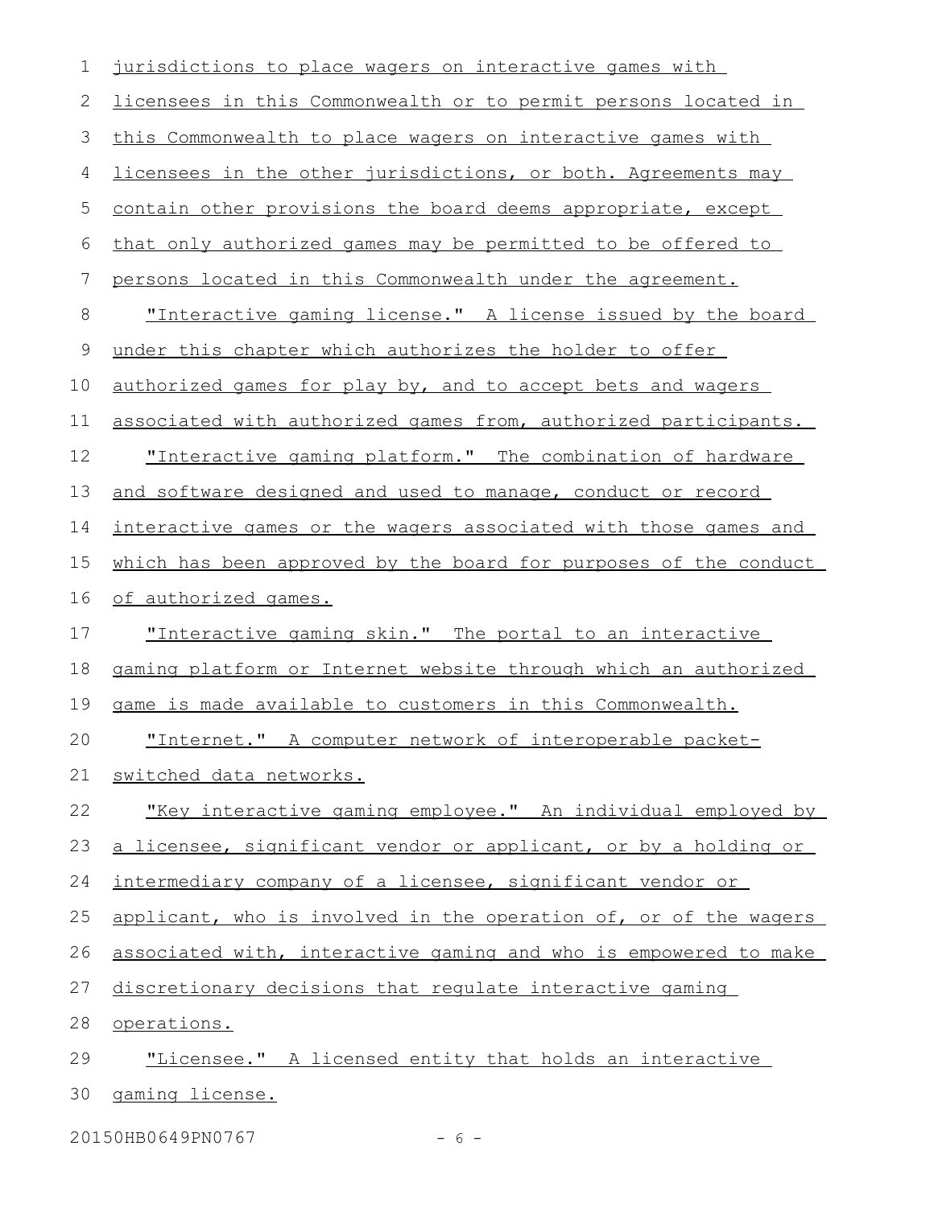jurisdictions to place wagers on interactive games with licensees in this Commonwealth or to permit persons located in this Commonwealth to place wagers on interactive games with licensees in the other jurisdictions, or both. Agreements may contain other provisions the board deems appropriate, except that only authorized games may be permitted to be offered to persons located in this Commonwealth under the agreement.

"Interactive gaming license." A license issued by the board under this chapter which authorizes the holder to offer authorized games for play by, and to accept bets and wagers associated with authorized games from, authorized participants.

"Interactive gaming platform." The combination of hardware and software designed and used to manage, conduct or record interactive games or the wagers associated with those games and which has been approved by the board for purposes of the conduct of authorized games.

"Interactive gaming skin." The portal to an interactive gaming platform or Internet website through which an authorized game is made available to customers in this Commonwealth.

"Internet." A computer network of interoperable packet-switched data networks.

"Key interactive gaming employee." An individual employed by a licensee, significant vendor or applicant, or by a holding or intermediary company of a licensee, significant vendor or applicant, who is involved in the operation of, or of the wagers associated with, interactive gaming and who is empowered to make discretionary decisions that regulate interactive gaming operations.

"Licensee." A licensed entity that holds an interactive gaming license.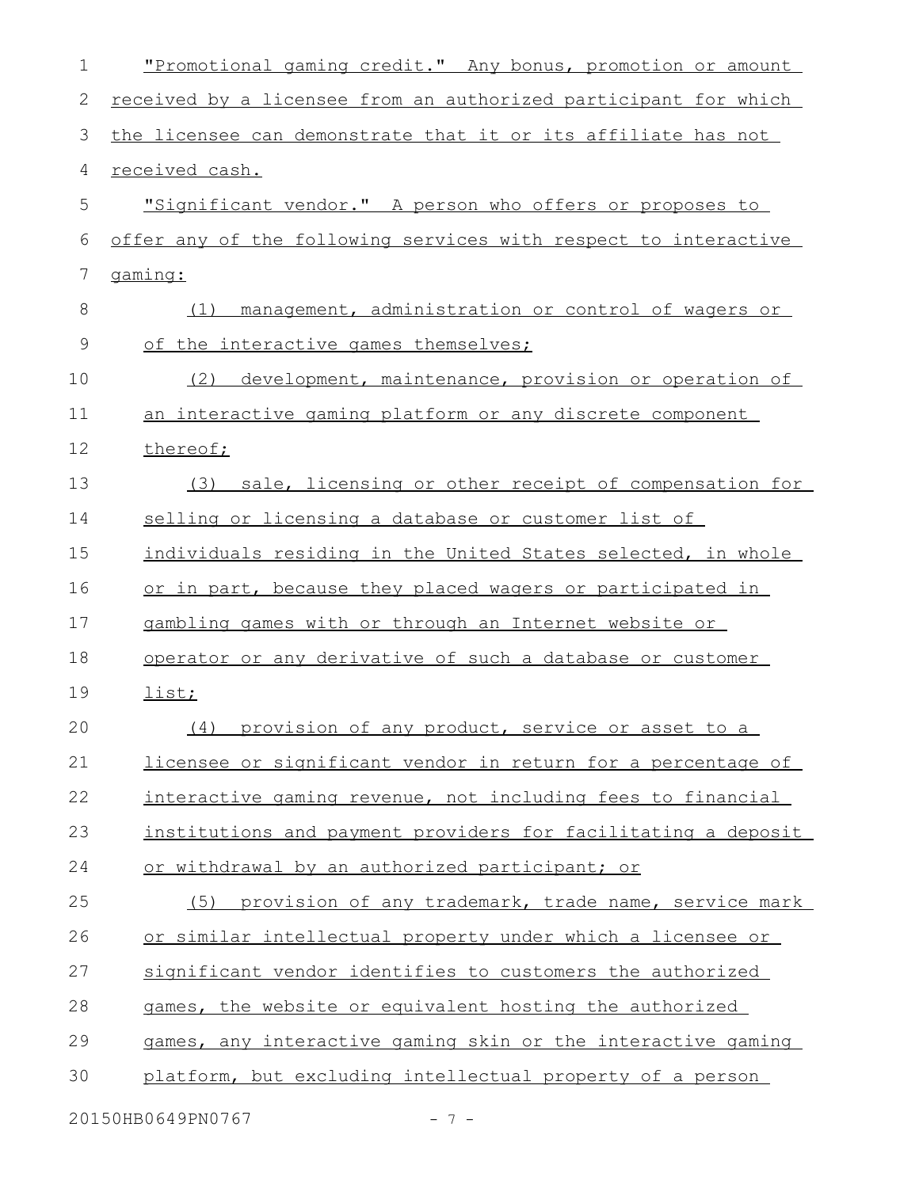"Promotional gaming credit." Any bonus, promotion or amount received by a licensee from an authorized participant for which the licensee can demonstrate that it or its affiliate has not received cash.

"Significant vendor." A person who offers or proposes to offer any of the following services with respect to interactive gaming:

(1) management, administration or control of wagers or of the interactive games themselves;

(2) development, maintenance, provision or operation of an interactive gaming platform or any discrete component thereof;

(3) sale, licensing or other receipt of compensation for selling or licensing a database or customer list of individuals residing in the United States selected, in whole or in part, because they placed wagers or participated in gambling games with or through an Internet website or operator or any derivative of such a database or customer list;

(4) provision of any product, service or asset to a licensee or significant vendor in return for a percentage of interactive gaming revenue, not including fees to financial institutions and payment providers for facilitating a deposit or withdrawal by an authorized participant; or

(5) provision of any trademark, trade name, service mark or similar intellectual property under which a licensee or significant vendor identifies to customers the authorized games, the website or equivalent hosting the authorized games, any interactive gaming skin or the interactive gaming platform, but excluding intellectual property of a person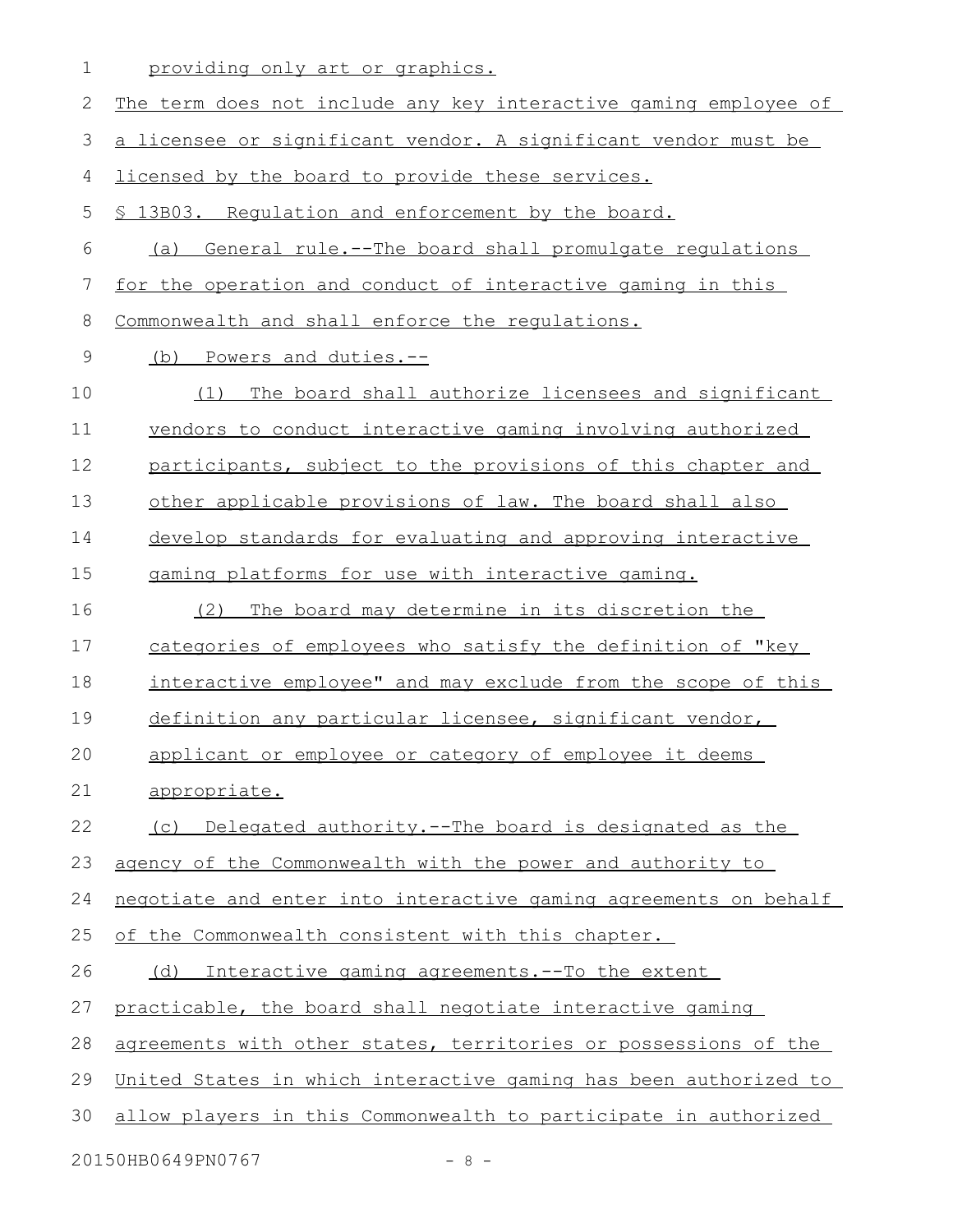providing only art or graphics.

The term does not include any key interactive gaming employee of a licensee or significant vendor. A significant vendor must be licensed by the board to provide these services.

§ 13B03. Regulation and enforcement by the board.

(a) General rule.--The board shall promulgate regulations for the operation and conduct of interactive gaming in this Commonwealth and shall enforce the regulations.

(b) Powers and duties.--

(1) The board shall authorize licensees and significant vendors to conduct interactive gaming involving authorized participants, subject to the provisions of this chapter and other applicable provisions of law. The board shall also develop standards for evaluating and approving interactive gaming platforms for use with interactive gaming.

(2) The board may determine in its discretion the categories of employees who satisfy the definition of "key interactive employee" and may exclude from the scope of this definition any particular licensee, significant vendor, applicant or employee or category of employee it deems appropriate.

(c) Delegated authority.--The board is designated as the agency of the Commonwealth with the power and authority to negotiate and enter into interactive gaming agreements on behalf of the Commonwealth consistent with this chapter.

(d) Interactive gaming agreements.--To the extent practicable, the board shall negotiate interactive gaming agreements with other states, territories or possessions of the United States in which interactive gaming has been authorized to allow players in this Commonwealth to participate in authorized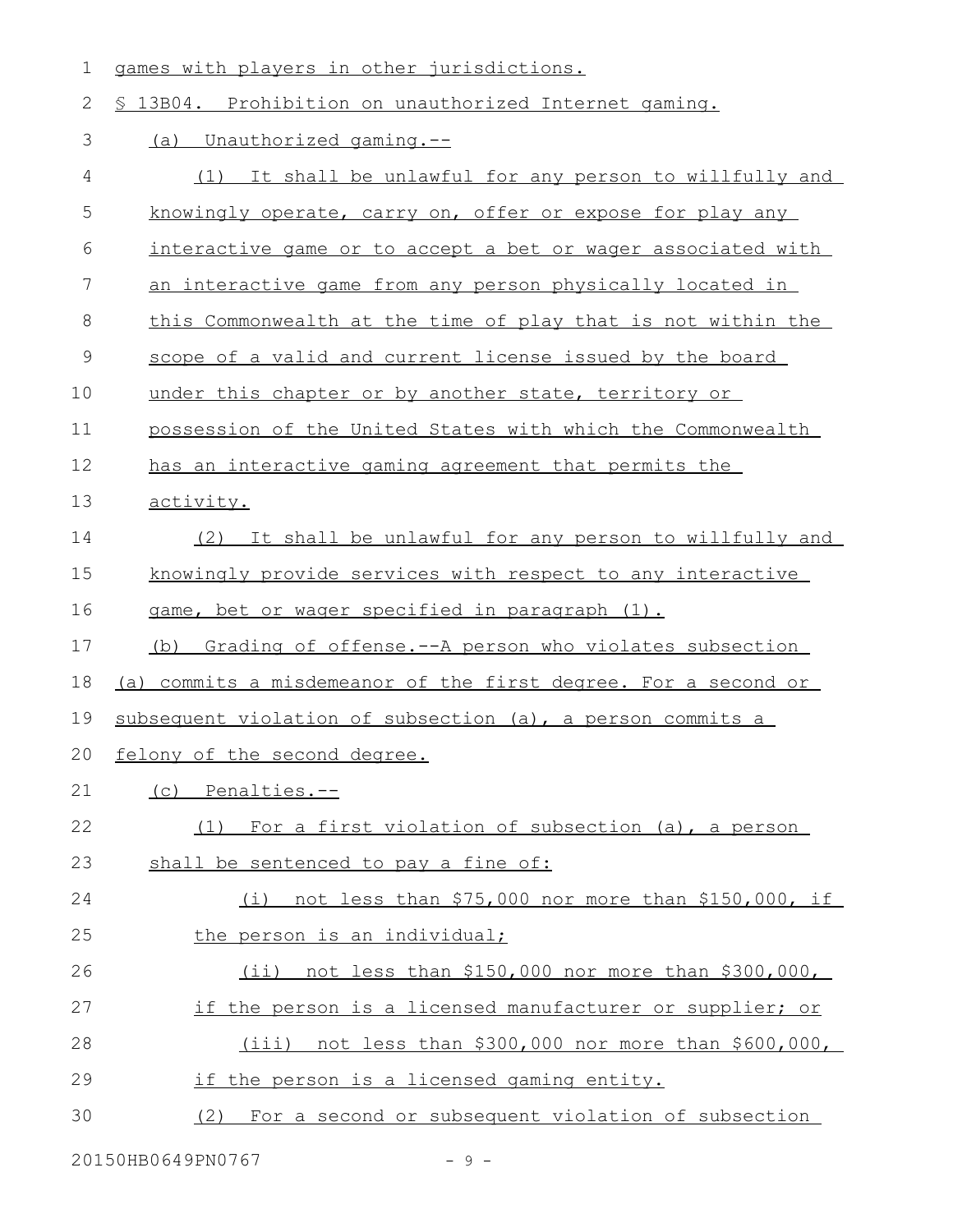games with players in other jurisdictions.

§ 13B04. Prohibition on unauthorized Internet gaming.

(a) Unauthorized gaming.--

(1) It shall be unlawful for any person to willfully and knowingly operate, carry on, offer or expose for play any interactive game or to accept a bet or wager associated with an interactive game from any person physically located in this Commonwealth at the time of play that is not within the scope of a valid and current license issued by the board under this chapter or by another state, territory or possession of the United States with which the Commonwealth has an interactive gaming agreement that permits the activity.

(2) It shall be unlawful for any person to willfully and knowingly provide services with respect to any interactive game, bet or wager specified in paragraph (1).

(b) Grading of offense.--A person who violates subsection (a) commits a misdemeanor of the first degree. For a second or subsequent violation of subsection (a), a person commits a felony of the second degree.

(c) Penalties.--

(1) For a first violation of subsection (a), a person shall be sentenced to pay a fine of:

(i) not less than $75,000 nor more than $150,000, if the person is an individual;

(ii) not less than $150,000 nor more than $300,000, if the person is a licensed manufacturer or supplier; or

(iii) not less than $300,000 nor more than $600,000, if the person is a licensed gaming entity.

(2) For a second or subsequent violation of subsection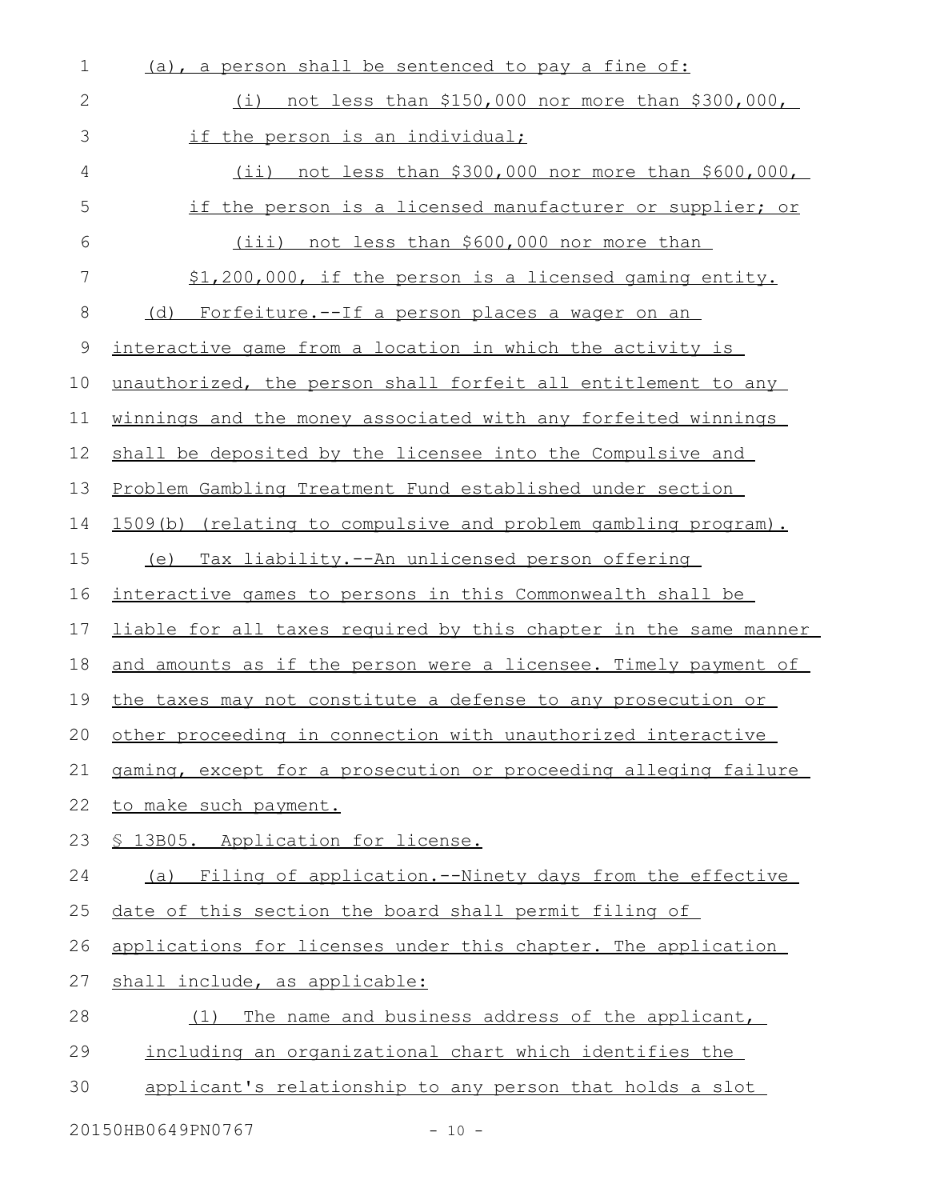(a), a person shall be sentenced to pay a fine of:

(i) not less than $150,000 nor more than $300,000, if the person is an individual;

(ii) not less than $300,000 nor more than $600,000, if the person is a licensed manufacturer or supplier; or

(iii) not less than $600,000 nor more than $1,200,000, if the person is a licensed gaming entity.

(d) Forfeiture.--If a person places a wager on an interactive game from a location in which the activity is unauthorized, the person shall forfeit all entitlement to any winnings and the money associated with any forfeited winnings shall be deposited by the licensee into the Compulsive and Problem Gambling Treatment Fund established under section 1509(b) (relating to compulsive and problem gambling program).

(e) Tax liability.--An unlicensed person offering interactive games to persons in this Commonwealth shall be liable for all taxes required by this chapter in the same manner and amounts as if the person were a licensee. Timely payment of the taxes may not constitute a defense to any prosecution or other proceeding in connection with unauthorized interactive gaming, except for a prosecution or proceeding alleging failure to make such payment.

§ 13B05. Application for license.

(a) Filing of application.--Ninety days from the effective date of this section the board shall permit filing of applications for licenses under this chapter. The application shall include, as applicable:

(1) The name and business address of the applicant, including an organizational chart which identifies the applicant's relationship to any person that holds a slot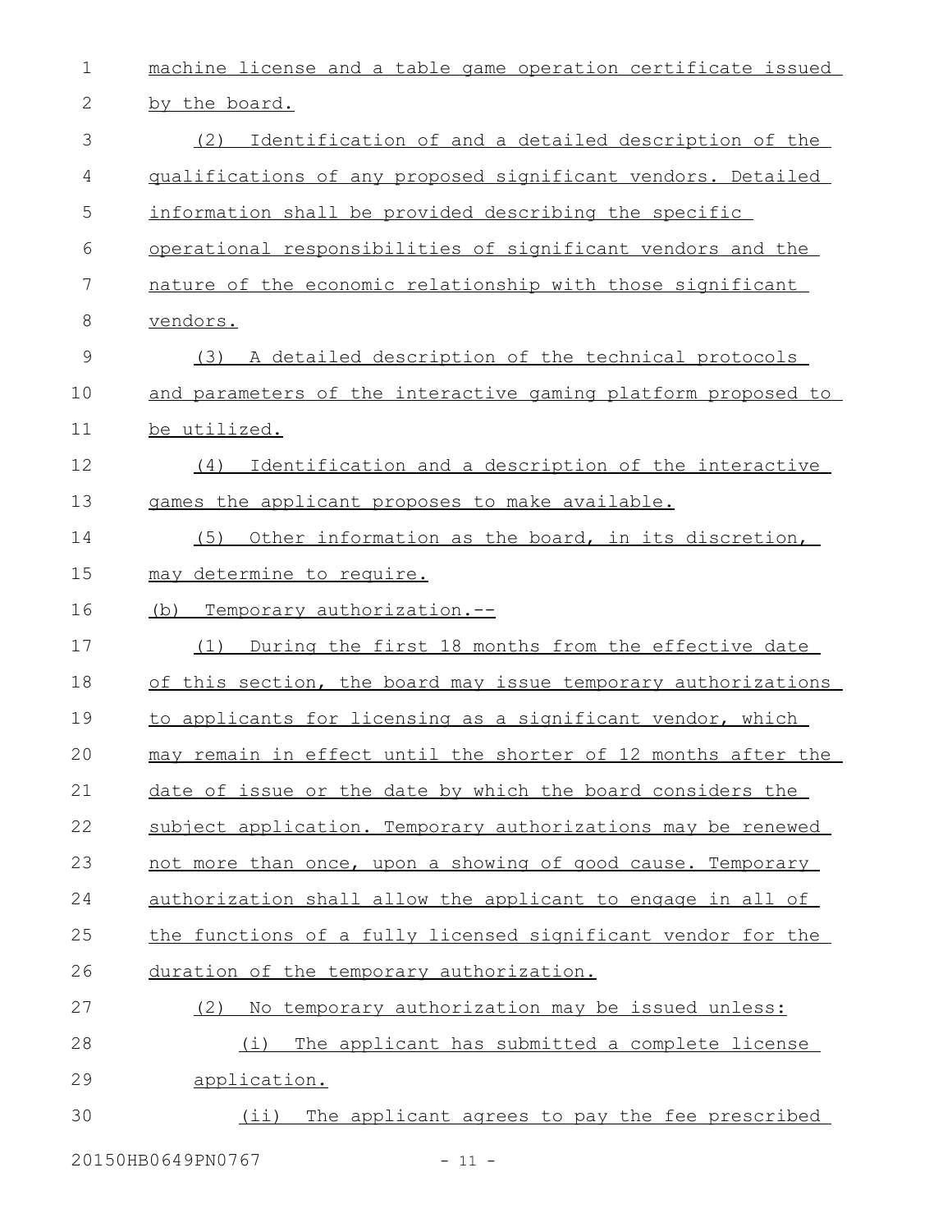machine license and a table game operation certificate issued by the board.

(2) Identification of and a detailed description of the qualifications of any proposed significant vendors. Detailed information shall be provided describing the specific operational responsibilities of significant vendors and the nature of the economic relationship with those significant vendors.

(3) A detailed description of the technical protocols and parameters of the interactive gaming platform proposed to be utilized.

(4) Identification and a description of the interactive games the applicant proposes to make available.

(5) Other information as the board, in its discretion, may determine to require.

(b) Temporary authorization.--

(1) During the first 18 months from the effective date of this section, the board may issue temporary authorizations to applicants for licensing as a significant vendor, which may remain in effect until the shorter of 12 months after the date of issue or the date by which the board considers the subject application. Temporary authorizations may be renewed not more than once, upon a showing of good cause. Temporary authorization shall allow the applicant to engage in all of the functions of a fully licensed significant vendor for the duration of the temporary authorization.

(2) No temporary authorization may be issued unless:

(i) The applicant has submitted a complete license application.

(ii) The applicant agrees to pay the fee prescribed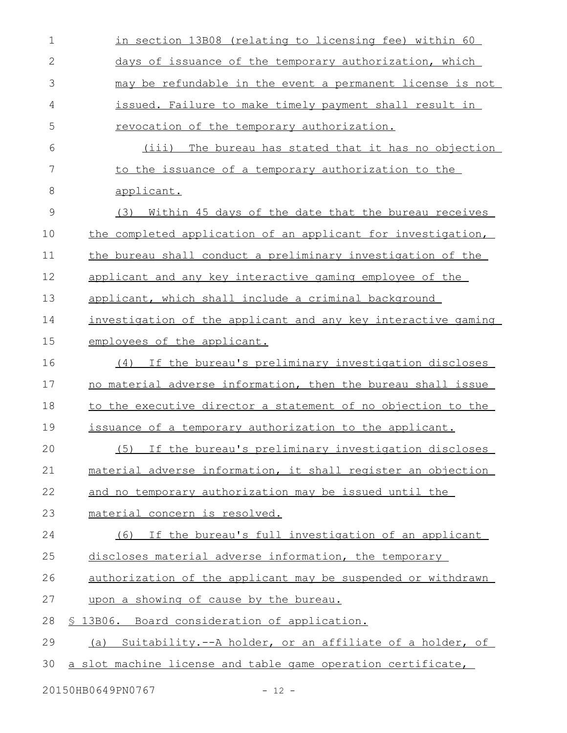in section 13B08 (relating to licensing fee) within 60 days of issuance of the temporary authorization, which may be refundable in the event a permanent license is not issued. Failure to make timely payment shall result in revocation of the temporary authorization.

(iii) The bureau has stated that it has no objection to the issuance of a temporary authorization to the applicant.

(3) Within 45 days of the date that the bureau receives the completed application of an applicant for investigation, the bureau shall conduct a preliminary investigation of the applicant and any key interactive gaming employee of the applicant, which shall include a criminal background investigation of the applicant and any key interactive gaming employees of the applicant.

(4) If the bureau's preliminary investigation discloses no material adverse information, then the bureau shall issue to the executive director a statement of no objection to the issuance of a temporary authorization to the applicant.

(5) If the bureau's preliminary investigation discloses material adverse information, it shall register an objection and no temporary authorization may be issued until the material concern is resolved.

(6) If the bureau's full investigation of an applicant discloses material adverse information, the temporary authorization of the applicant may be suspended or withdrawn upon a showing of cause by the bureau.

§ 13B06. Board consideration of application.

(a) Suitability.--A holder, or an affiliate of a holder, of a slot machine license and table game operation certificate,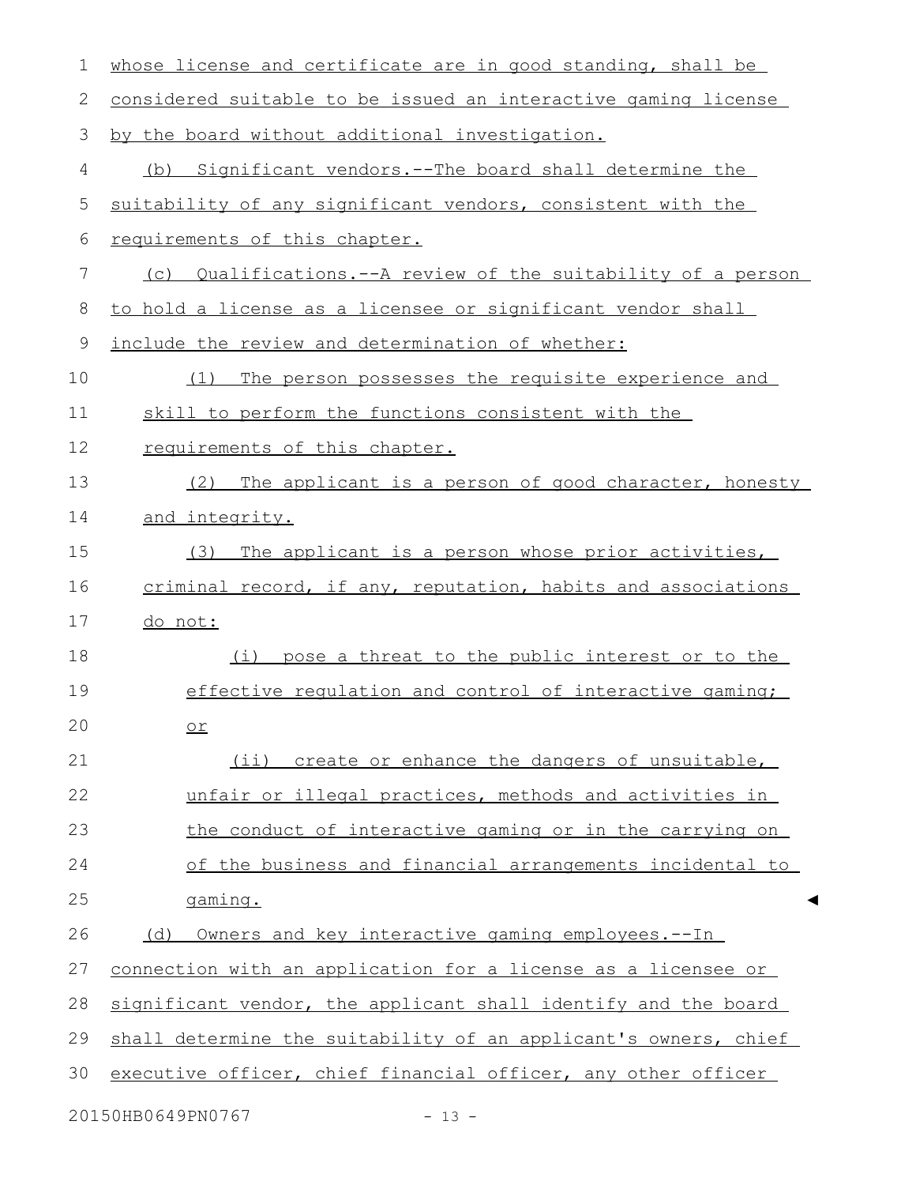whose license and certificate are in good standing, shall be considered suitable to be issued an interactive gaming license by the board without additional investigation.

(b) Significant vendors.--The board shall determine the suitability of any significant vendors, consistent with the requirements of this chapter.

(c) Qualifications.--A review of the suitability of a person to hold a license as a licensee or significant vendor shall include the review and determination of whether:

(1) The person possesses the requisite experience and skill to perform the functions consistent with the requirements of this chapter.

(2) The applicant is a person of good character, honesty and integrity.

(3) The applicant is a person whose prior activities, criminal record, if any, reputation, habits and associations do not:

(i) pose a threat to the public interest or to the effective regulation and control of interactive gaming; or

(ii) create or enhance the dangers of unsuitable, unfair or illegal practices, methods and activities in the conduct of interactive gaming or in the carrying on of the business and financial arrangements incidental to gaming.

(d) Owners and key interactive gaming employees.--In connection with an application for a license as a licensee or significant vendor, the applicant shall identify and the board shall determine the suitability of an applicant's owners, chief executive officer, chief financial officer, any other officer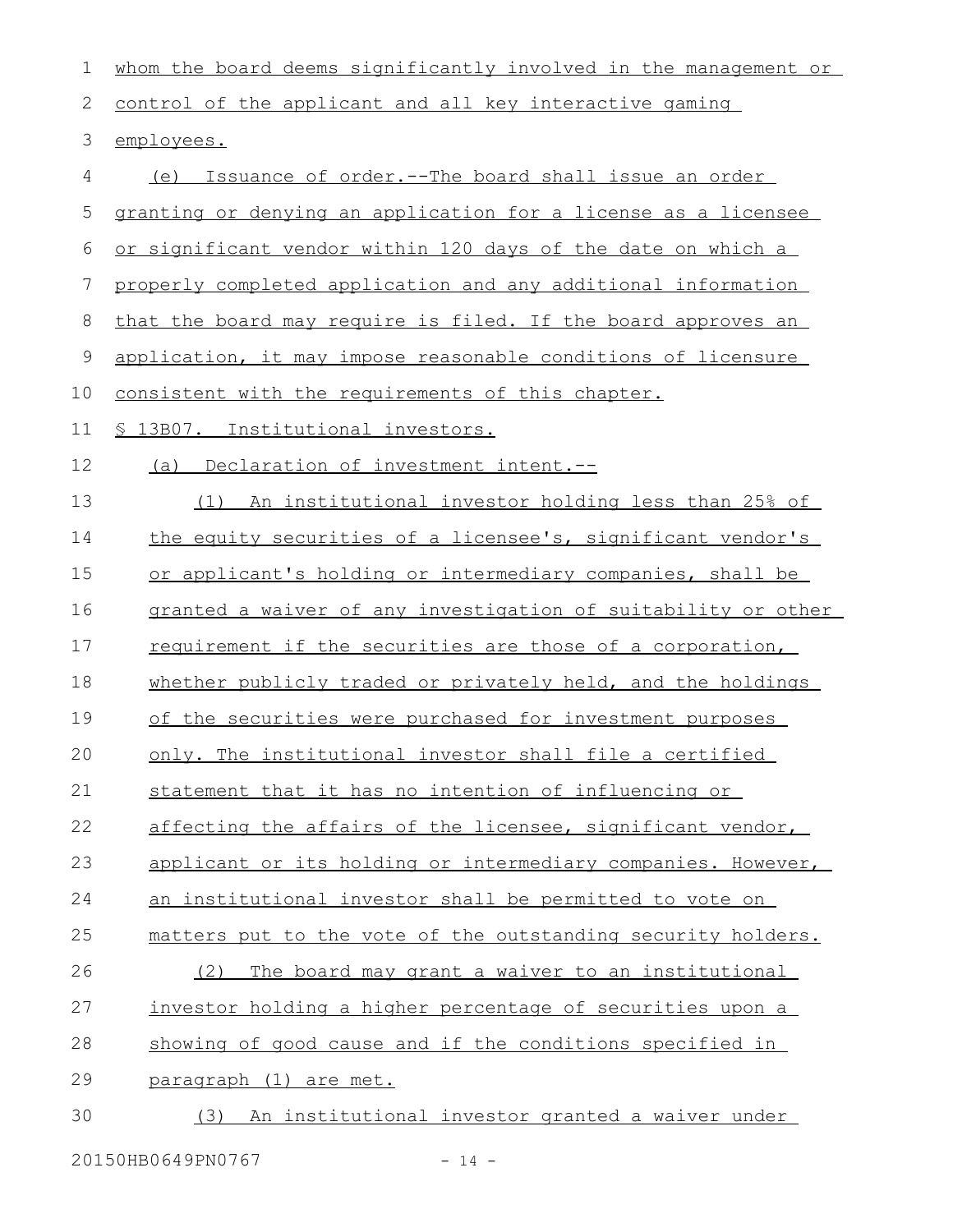whom the board deems significantly involved in the management or control of the applicant and all key interactive gaming employees.

(e) Issuance of order.--The board shall issue an order granting or denying an application for a license as a licensee or significant vendor within 120 days of the date on which a properly completed application and any additional information that the board may require is filed. If the board approves an application, it may impose reasonable conditions of licensure consistent with the requirements of this chapter.

§ 13B07. Institutional investors.

(a) Declaration of investment intent.--

(1) An institutional investor holding less than 25% of the equity securities of a licensee's, significant vendor's or applicant's holding or intermediary companies, shall be granted a waiver of any investigation of suitability or other requirement if the securities are those of a corporation, whether publicly traded or privately held, and the holdings of the securities were purchased for investment purposes only. The institutional investor shall file a certified statement that it has no intention of influencing or affecting the affairs of the licensee, significant vendor, applicant or its holding or intermediary companies. However, an institutional investor shall be permitted to vote on matters put to the vote of the outstanding security holders.

(2) The board may grant a waiver to an institutional investor holding a higher percentage of securities upon a showing of good cause and if the conditions specified in paragraph (1) are met.

(3) An institutional investor granted a waiver under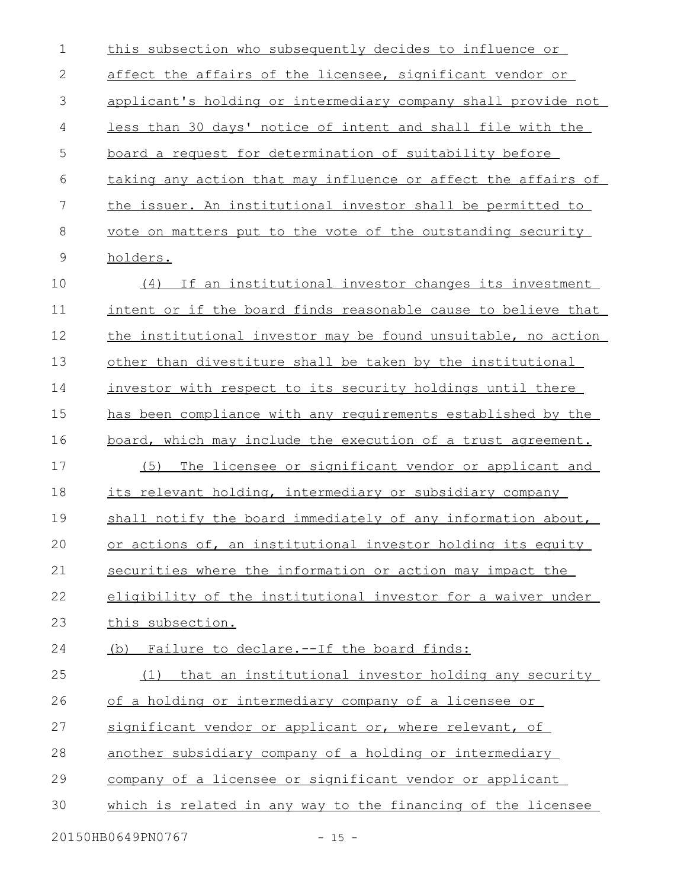this subsection who subsequently decides to influence or affect the affairs of the licensee, significant vendor or applicant's holding or intermediary company shall provide not less than 30 days' notice of intent and shall file with the board a request for determination of suitability before taking any action that may influence or affect the affairs of the issuer. An institutional investor shall be permitted to vote on matters put to the vote of the outstanding security holders.

(4) If an institutional investor changes its investment intent or if the board finds reasonable cause to believe that the institutional investor may be found unsuitable, no action other than divestiture shall be taken by the institutional investor with respect to its security holdings until there has been compliance with any requirements established by the board, which may include the execution of a trust agreement.

(5) The licensee or significant vendor or applicant and its relevant holding, intermediary or subsidiary company shall notify the board immediately of any information about, or actions of, an institutional investor holding its equity securities where the information or action may impact the eligibility of the institutional investor for a waiver under this subsection.

(b) Failure to declare.--If the board finds:

(1) that an institutional investor holding any security of a holding or intermediary company of a licensee or significant vendor or applicant or, where relevant, of another subsidiary company of a holding or intermediary company of a licensee or significant vendor or applicant which is related in any way to the financing of the licensee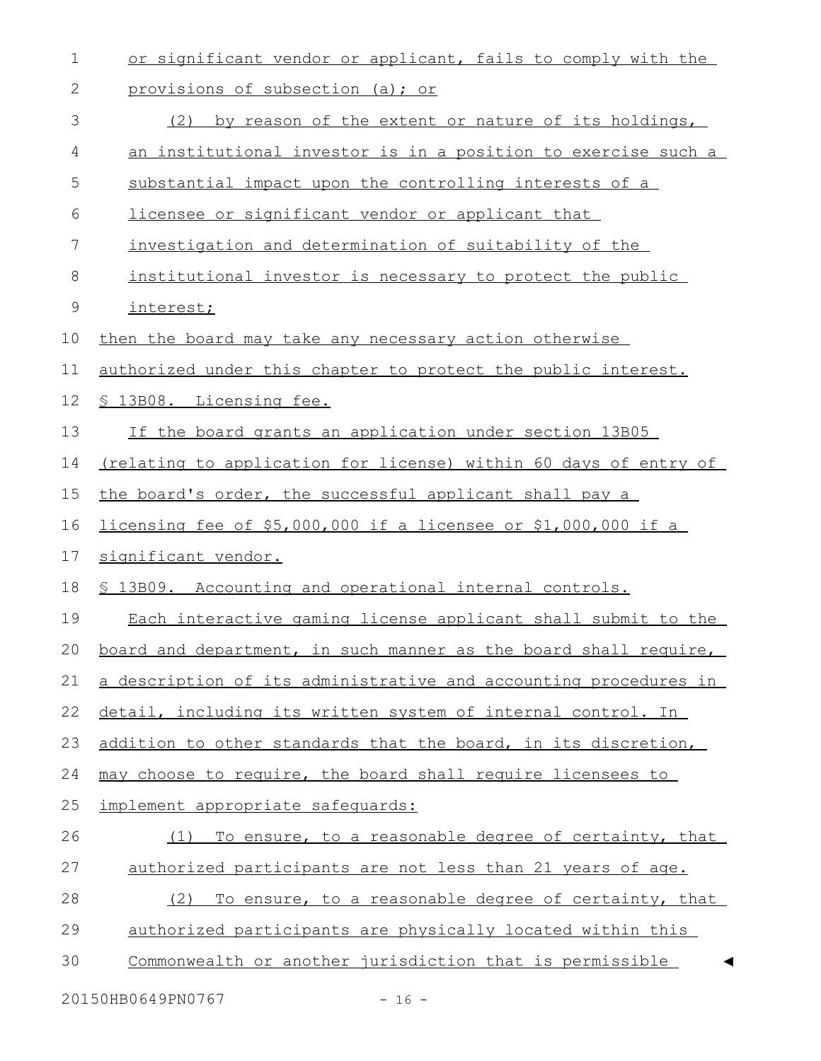or significant vendor or applicant, fails to comply with the provisions of subsection (a); or

(2) by reason of the extent or nature of its holdings, an institutional investor is in a position to exercise such a substantial impact upon the controlling interests of a licensee or significant vendor or applicant that investigation and determination of suitability of the institutional investor is necessary to protect the public interest;

then the board may take any necessary action otherwise authorized under this chapter to protect the public interest.

§ 13B08. Licensing fee.

If the board grants an application under section 13B05 (relating to application for license) within 60 days of entry of the board's order, the successful applicant shall pay a licensing fee of $5,000,000 if a licensee or $1,000,000 if a significant vendor.

§ 13B09. Accounting and operational internal controls.

Each interactive gaming license applicant shall submit to the board and department, in such manner as the board shall require, a description of its administrative and accounting procedures in detail, including its written system of internal control. In addition to other standards that the board, in its discretion, may choose to require, the board shall require licensees to implement appropriate safeguards:

(1) To ensure, to a reasonable degree of certainty, that authorized participants are not less than 21 years of age.

(2) To ensure, to a reasonable degree of certainty, that authorized participants are physically located within this Commonwealth or another jurisdiction that is permissible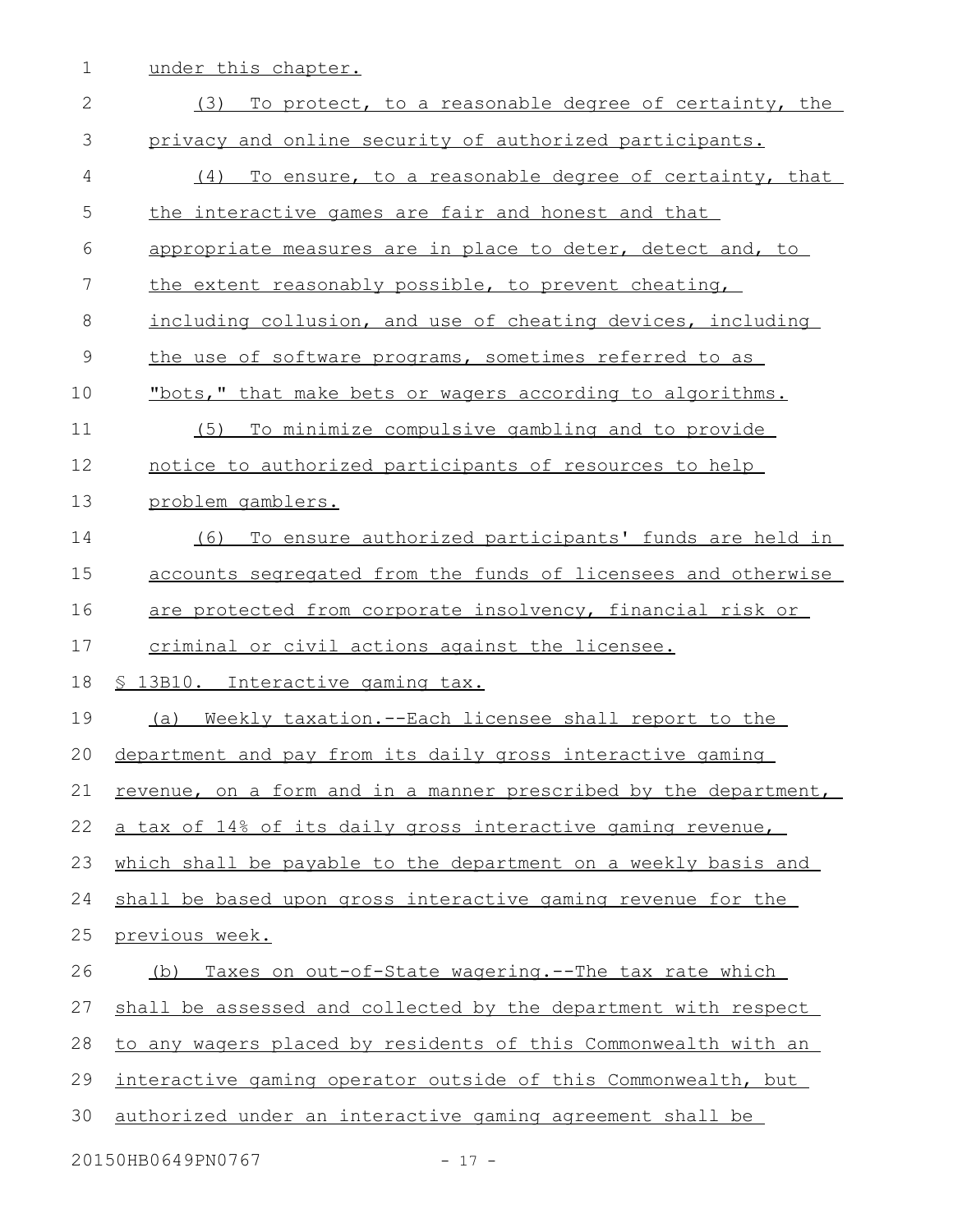under this chapter.

(3) To protect, to a reasonable degree of certainty, the privacy and online security of authorized participants.

(4) To ensure, to a reasonable degree of certainty, that the interactive games are fair and honest and that appropriate measures are in place to deter, detect and, to the extent reasonably possible, to prevent cheating, including collusion, and use of cheating devices, including the use of software programs, sometimes referred to as "bots," that make bets or wagers according to algorithms.

(5) To minimize compulsive gambling and to provide notice to authorized participants of resources to help problem gamblers.

(6) To ensure authorized participants' funds are held in accounts segregated from the funds of licensees and otherwise are protected from corporate insolvency, financial risk or criminal or civil actions against the licensee.

§ 13B10. Interactive gaming tax.

(a) Weekly taxation.--Each licensee shall report to the department and pay from its daily gross interactive gaming revenue, on a form and in a manner prescribed by the department, a tax of 14% of its daily gross interactive gaming revenue, which shall be payable to the department on a weekly basis and shall be based upon gross interactive gaming revenue for the previous week.

(b) Taxes on out-of-State wagering.--The tax rate which shall be assessed and collected by the department with respect to any wagers placed by residents of this Commonwealth with an interactive gaming operator outside of this Commonwealth, but authorized under an interactive gaming agreement shall be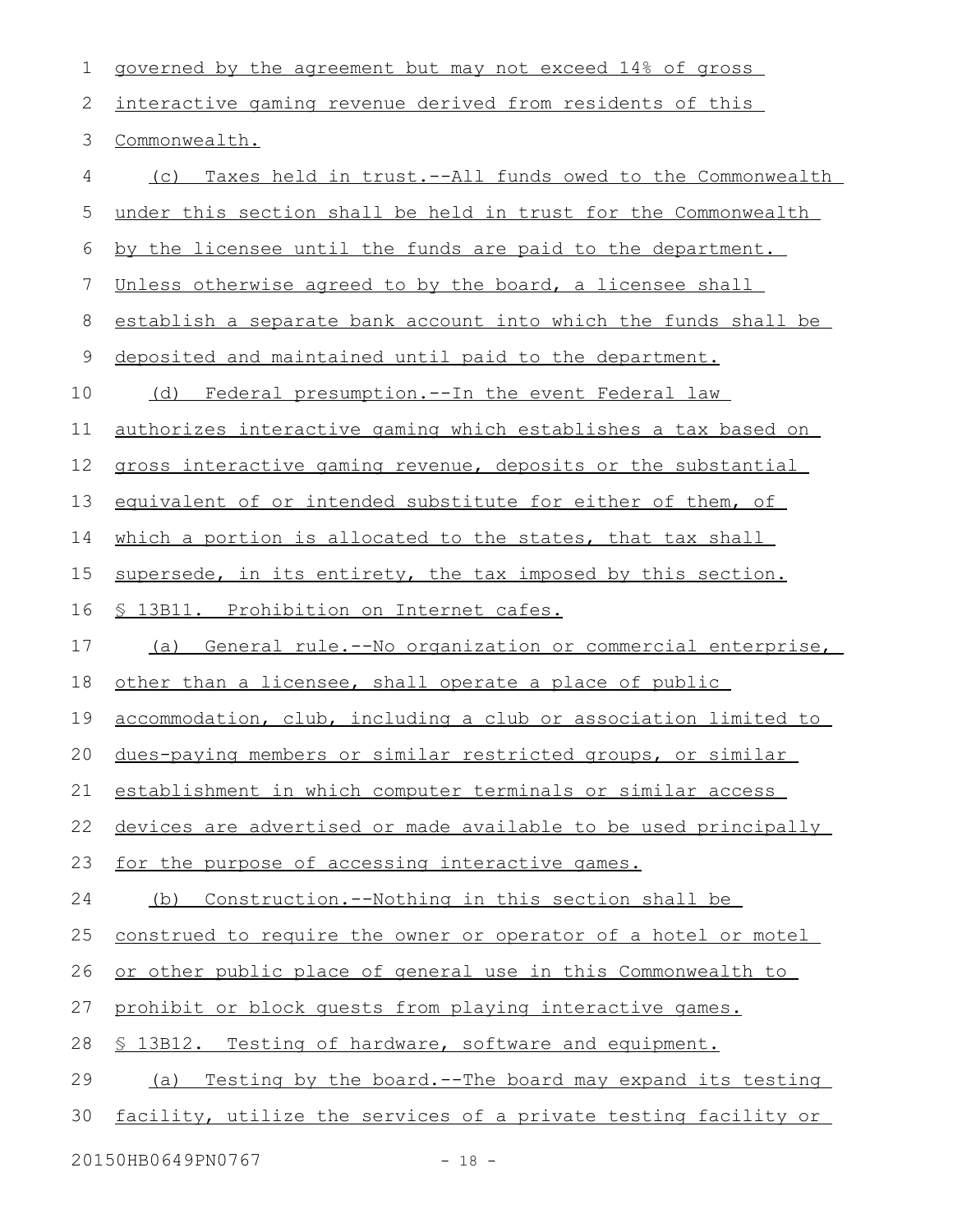governed by the agreement but may not exceed 14% of gross interactive gaming revenue derived from residents of this Commonwealth.

(c) Taxes held in trust.--All funds owed to the Commonwealth under this section shall be held in trust for the Commonwealth by the licensee until the funds are paid to the department. Unless otherwise agreed to by the board, a licensee shall establish a separate bank account into which the funds shall be deposited and maintained until paid to the department.

(d) Federal presumption.--In the event Federal law authorizes interactive gaming which establishes a tax based on gross interactive gaming revenue, deposits or the substantial equivalent of or intended substitute for either of them, of which a portion is allocated to the states, that tax shall supersede, in its entirety, the tax imposed by this section.

§ 13B11. Prohibition on Internet cafes.

(a) General rule.--No organization or commercial enterprise, other than a licensee, shall operate a place of public accommodation, club, including a club or association limited to dues-paying members or similar restricted groups, or similar establishment in which computer terminals or similar access devices are advertised or made available to be used principally for the purpose of accessing interactive games.

(b) Construction.--Nothing in this section shall be construed to require the owner or operator of a hotel or motel or other public place of general use in this Commonwealth to prohibit or block guests from playing interactive games.

§ 13B12. Testing of hardware, software and equipment.

(a) Testing by the board.--The board may expand its testing facility, utilize the services of a private testing facility or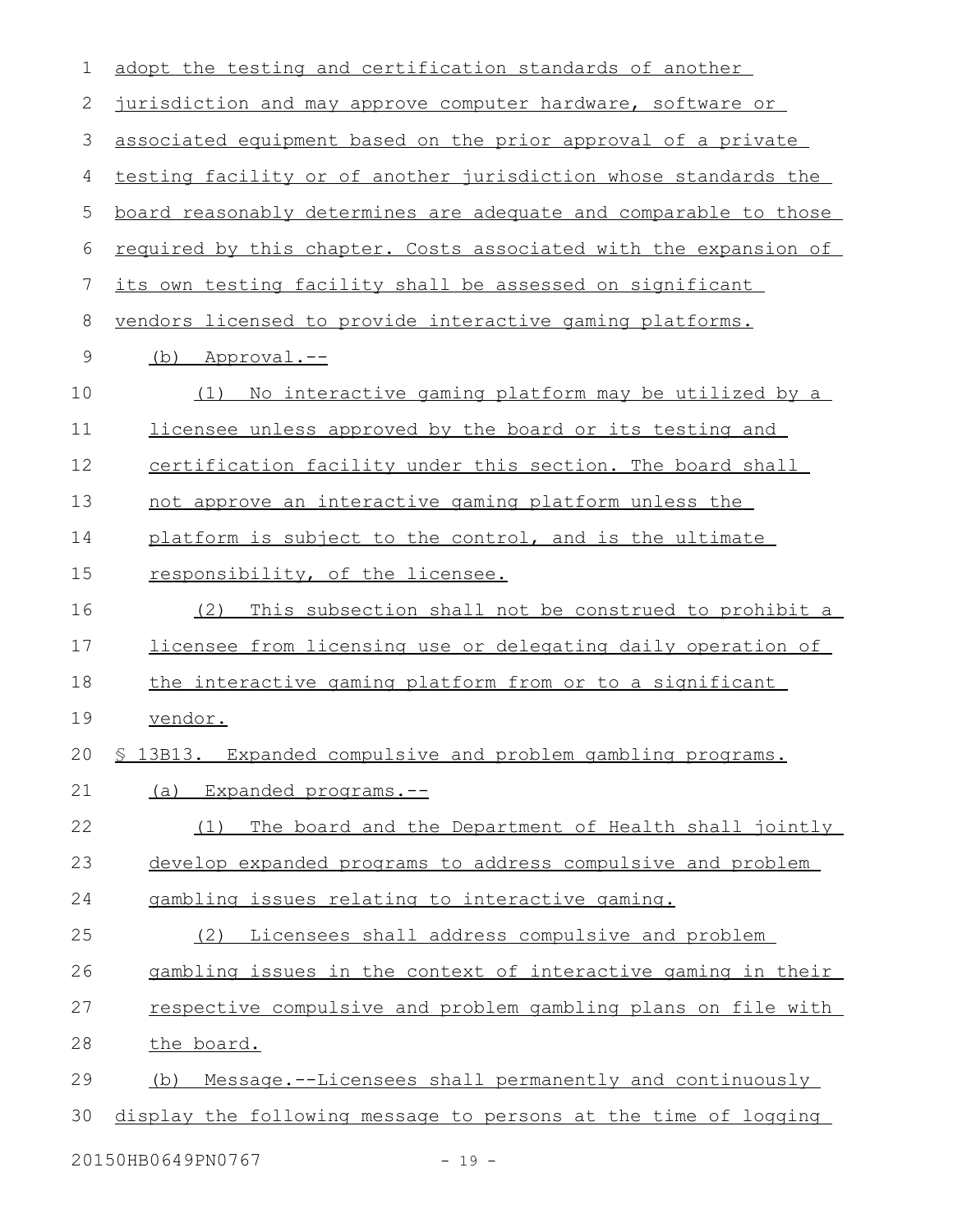adopt the testing and certification standards of another jurisdiction and may approve computer hardware, software or associated equipment based on the prior approval of a private testing facility or of another jurisdiction whose standards the board reasonably determines are adequate and comparable to those required by this chapter. Costs associated with the expansion of its own testing facility shall be assessed on significant vendors licensed to provide interactive gaming platforms.

(b) Approval.--

(1) No interactive gaming platform may be utilized by a licensee unless approved by the board or its testing and certification facility under this section. The board shall not approve an interactive gaming platform unless the platform is subject to the control, and is the ultimate responsibility, of the licensee.

(2) This subsection shall not be construed to prohibit a licensee from licensing use or delegating daily operation of the interactive gaming platform from or to a significant vendor.

§ 13B13. Expanded compulsive and problem gambling programs.

(a) Expanded programs.--

(1) The board and the Department of Health shall jointly develop expanded programs to address compulsive and problem gambling issues relating to interactive gaming.

(2) Licensees shall address compulsive and problem gambling issues in the context of interactive gaming in their respective compulsive and problem gambling plans on file with the board.

(b) Message.--Licensees shall permanently and continuously display the following message to persons at the time of logging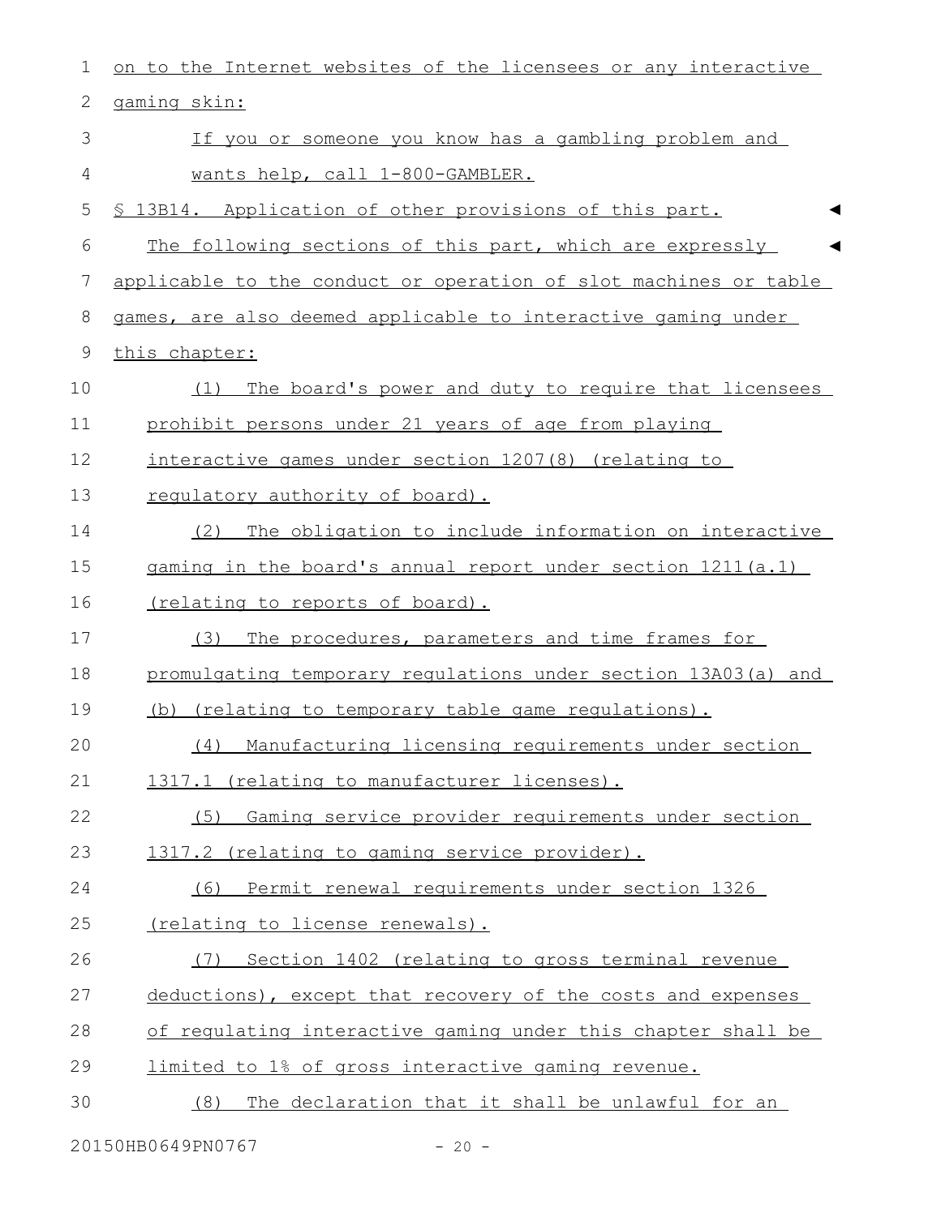on to the Internet websites of the licensees or any interactive gaming skin:

If you or someone you know has a gambling problem and wants help, call 1-800-GAMBLER.

§ 13B14. Application of other provisions of this part.

The following sections of this part, which are expressly applicable to the conduct or operation of slot machines or table games, are also deemed applicable to interactive gaming under this chapter:

(1) The board's power and duty to require that licensees prohibit persons under 21 years of age from playing interactive games under section 1207(8) (relating to regulatory authority of board).

(2) The obligation to include information on interactive gaming in the board's annual report under section 1211(a.1) (relating to reports of board).

(3) The procedures, parameters and time frames for promulgating temporary regulations under section 13A03(a) and (b) (relating to temporary table game regulations).

(4) Manufacturing licensing requirements under section 1317.1 (relating to manufacturer licenses).

(5) Gaming service provider requirements under section 1317.2 (relating to gaming service provider).

(6) Permit renewal requirements under section 1326 (relating to license renewals).

(7) Section 1402 (relating to gross terminal revenue deductions), except that recovery of the costs and expenses of regulating interactive gaming under this chapter shall be limited to 1% of gross interactive gaming revenue.

(8) The declaration that it shall be unlawful for an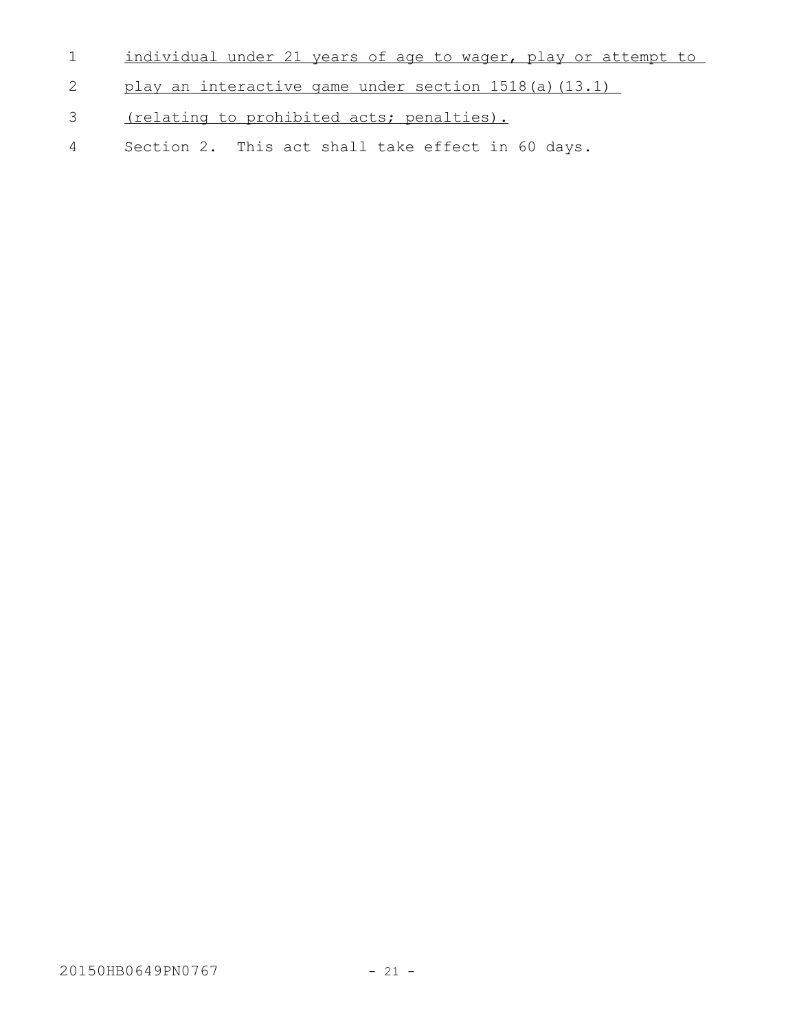individual under 21 years of age to wager, play or attempt to play an interactive game under section 1518(a)(13.1) (relating to prohibited acts; penalties).

Section 2. This act shall take effect in 60 days.